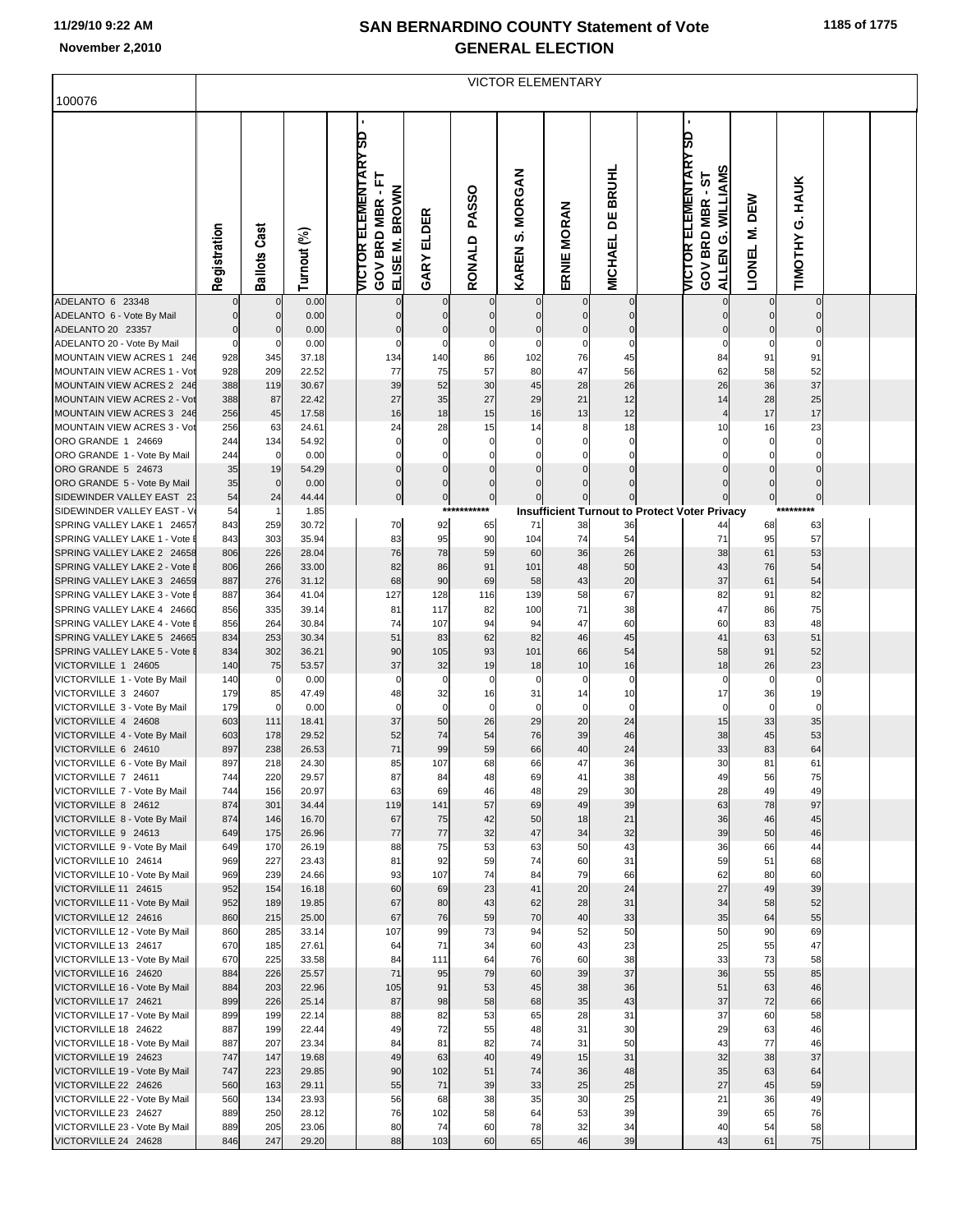# SAN BERNARDINO COUNTY Statement of Vote
## GENERAL ELECTION

November 2,2010

100076

| | | | | VICTOR ELEMENTARY | | | | | | | | | | |
|---|---|---|---|---|---|---|---|---|---|---|---|---|---|---|
| | Registration | Ballots Cast | Turnout (%) | VICTOR ELEMENTARY SD - GOV BRD MBR - FT ELISE M. BROWN | GARY ELDER | RONALD PASSO | KAREN S. MORGAN | ERNIE MORAN | MICHAEL DE BRUHL | | VICTOR ELEMENTARY SD - GOV BRD MBR - ST ALLEN G. WILLIAMS | LIONEL M. DEW | TIMOTHY G. HAUK | |
| ADELANTO 6 23348 | 0 | 0 | 0.00 | 0 | 0 | 0 | 0 | 0 | 0 | | 0 | 0 | 0 | |
| ADELANTO 6 - Vote By Mail | 0 | 0 | 0.00 | 0 | 0 | 0 | 0 | 0 | 0 | | 0 | 0 | 0 | |
| ADELANTO 20 23357 | 0 | 0 | 0.00 | 0 | 0 | 0 | 0 | 0 | 0 | | 0 | 0 | 0 | |
| ADELANTO 20 - Vote By Mail | 0 | 0 | 0.00 | 0 | 0 | 0 | 0 | 0 | 0 | | 0 | 0 | 0 | |
| MOUNTAIN VIEW ACRES 1 246 | 928 | 345 | 37.18 | 134 | 140 | 86 | 102 | 76 | 45 | | 84 | 91 | 91 | |
| MOUNTAIN VIEW ACRES 1 - Vot | 928 | 209 | 22.52 | 77 | 75 | 57 | 80 | 47 | 56 | | 62 | 58 | 52 | |
| MOUNTAIN VIEW ACRES 2 246 | 388 | 119 | 30.67 | 39 | 52 | 30 | 45 | 28 | 26 | | 26 | 36 | 37 | |
| MOUNTAIN VIEW ACRES 2 - Vot | 388 | 87 | 22.42 | 27 | 35 | 27 | 29 | 21 | 12 | | 14 | 28 | 25 | |
| MOUNTAIN VIEW ACRES 3 246 | 256 | 45 | 17.58 | 16 | 18 | 15 | 16 | 13 | 12 | | 4 | 17 | 17 | |
| MOUNTAIN VIEW ACRES 3 - Vot | 256 | 63 | 24.61 | 24 | 28 | 15 | 14 | 8 | 18 | | 10 | 16 | 23 | |
| ORO GRANDE 1 24669 | 244 | 134 | 54.92 | 0 | 0 | 0 | 0 | 0 | 0 | | 0 | 0 | 0 | |
| ORO GRANDE 1 - Vote By Mail | 244 | 0 | 0.00 | 0 | 0 | 0 | 0 | 0 | 0 | | 0 | 0 | 0 | |
| ORO GRANDE 5 24673 | 35 | 19 | 54.29 | 0 | 0 | 0 | 0 | 0 | 0 | | 0 | 0 | 0 | |
| ORO GRANDE 5 - Vote By Mail | 35 | 0 | 0.00 | 0 | 0 | 0 | 0 | 0 | 0 | | 0 | 0 | 0 | |
| SIDEWINDER VALLEY EAST 23 | 54 | 24 | 44.44 | 0 | 0 | 0 | 0 | 0 | 0 | | 0 | 0 | 0 | |
| SIDEWINDER VALLEY EAST - Vo | 54 | 1 | 1.85 | | | *********** | Insufficient Turnout to Protect Voter Privacy | | | | | | ********* | |
| SPRING VALLEY LAKE 1 24657 | 843 | 259 | 30.72 | 70 | 92 | 65 | 71 | 38 | 36 | | 44 | 68 | 63 | |
| SPRING VALLEY LAKE 1 - Vote B | 843 | 303 | 35.94 | 83 | 95 | 90 | 104 | 74 | 54 | | 71 | 95 | 57 | |
| SPRING VALLEY LAKE 2 24658 | 806 | 226 | 28.04 | 76 | 78 | 59 | 60 | 36 | 26 | | 38 | 61 | 53 | |
| SPRING VALLEY LAKE 2 - Vote B | 806 | 266 | 33.00 | 82 | 86 | 91 | 101 | 48 | 50 | | 43 | 76 | 54 | |
| SPRING VALLEY LAKE 3 24659 | 887 | 276 | 31.12 | 68 | 90 | 69 | 58 | 43 | 20 | | 37 | 61 | 54 | |
| SPRING VALLEY LAKE 3 - Vote B | 887 | 364 | 41.04 | 127 | 128 | 116 | 139 | 58 | 67 | | 82 | 91 | 82 | |
| SPRING VALLEY LAKE 4 24660 | 856 | 335 | 39.14 | 81 | 117 | 82 | 100 | 71 | 38 | | 47 | 86 | 75 | |
| SPRING VALLEY LAKE 4 - Vote B | 856 | 264 | 30.84 | 74 | 107 | 94 | 94 | 47 | 60 | | 60 | 83 | 48 | |
| SPRING VALLEY LAKE 5 24665 | 834 | 253 | 30.34 | 51 | 83 | 62 | 82 | 46 | 45 | | 41 | 63 | 51 | |
| SPRING VALLEY LAKE 5 - Vote B | 834 | 302 | 36.21 | 90 | 105 | 93 | 101 | 66 | 54 | | 58 | 91 | 52 | |
| VICTORVILLE 1 24605 | 140 | 75 | 53.57 | 37 | 32 | 19 | 18 | 10 | 16 | | 18 | 26 | 23 | |
| VICTORVILLE 1 - Vote By Mail | 140 | 0 | 0.00 | 0 | 0 | 0 | 0 | 0 | 0 | | 0 | 0 | 0 | |
| VICTORVILLE 3 24607 | 179 | 85 | 47.49 | 48 | 32 | 16 | 31 | 14 | 10 | | 17 | 36 | 19 | |
| VICTORVILLE 3 - Vote By Mail | 179 | 0 | 0.00 | 0 | 0 | 0 | 0 | 0 | 0 | | 0 | 0 | 0 | |
| VICTORVILLE 4 24608 | 603 | 111 | 18.41 | 37 | 50 | 26 | 29 | 20 | 24 | | 15 | 33 | 35 | |
| VICTORVILLE 4 - Vote By Mail | 603 | 178 | 29.52 | 52 | 74 | 54 | 76 | 39 | 46 | | 38 | 45 | 53 | |
| VICTORVILLE 6 24610 | 897 | 238 | 26.53 | 71 | 99 | 59 | 66 | 40 | 24 | | 33 | 83 | 64 | |
| VICTORVILLE 6 - Vote By Mail | 897 | 218 | 24.30 | 85 | 107 | 68 | 66 | 47 | 36 | | 30 | 81 | 61 | |
| VICTORVILLE 7 24611 | 744 | 220 | 29.57 | 87 | 84 | 48 | 69 | 41 | 38 | | 49 | 56 | 75 | |
| VICTORVILLE 7 - Vote By Mail | 744 | 156 | 20.97 | 63 | 69 | 46 | 48 | 29 | 30 | | 28 | 49 | 49 | |
| VICTORVILLE 8 24612 | 874 | 301 | 34.44 | 119 | 141 | 57 | 69 | 49 | 39 | | 63 | 78 | 97 | |
| VICTORVILLE 8 - Vote By Mail | 874 | 146 | 16.70 | 67 | 75 | 42 | 50 | 18 | 21 | | 36 | 46 | 45 | |
| VICTORVILLE 9 24613 | 649 | 175 | 26.96 | 77 | 77 | 32 | 47 | 34 | 32 | | 39 | 50 | 46 | |
| VICTORVILLE 9 - Vote By Mail | 649 | 170 | 26.19 | 88 | 75 | 53 | 63 | 50 | 43 | | 36 | 66 | 44 | |
| VICTORVILLE 10 24614 | 969 | 227 | 23.43 | 81 | 92 | 59 | 74 | 60 | 31 | | 59 | 51 | 68 | |
| VICTORVILLE 10 - Vote By Mail | 969 | 239 | 24.66 | 93 | 107 | 74 | 84 | 79 | 66 | | 62 | 80 | 60 | |
| VICTORVILLE 11 24615 | 952 | 154 | 16.18 | 60 | 69 | 23 | 41 | 20 | 24 | | 27 | 49 | 39 | |
| VICTORVILLE 11 - Vote By Mail | 952 | 189 | 19.85 | 67 | 80 | 43 | 62 | 28 | 31 | | 34 | 58 | 52 | |
| VICTORVILLE 12 24616 | 860 | 215 | 25.00 | 67 | 76 | 59 | 70 | 40 | 33 | | 35 | 64 | 55 | |
| VICTORVILLE 12 - Vote By Mail | 860 | 285 | 33.14 | 107 | 99 | 73 | 94 | 52 | 50 | | 50 | 90 | 69 | |
| VICTORVILLE 13 24617 | 670 | 185 | 27.61 | 64 | 71 | 34 | 60 | 43 | 23 | | 25 | 55 | 47 | |
| VICTORVILLE 13 - Vote By Mail | 670 | 225 | 33.58 | 84 | 111 | 64 | 76 | 60 | 38 | | 33 | 73 | 58 | |
| VICTORVILLE 16 24620 | 884 | 226 | 25.57 | 71 | 95 | 79 | 60 | 39 | 37 | | 36 | 55 | 85 | |
| VICTORVILLE 16 - Vote By Mail | 884 | 203 | 22.96 | 105 | 91 | 53 | 45 | 38 | 36 | | 51 | 63 | 46 | |
| VICTORVILLE 17 24621 | 899 | 226 | 25.14 | 87 | 98 | 58 | 68 | 35 | 43 | | 37 | 72 | 66 | |
| VICTORVILLE 17 - Vote By Mail | 899 | 199 | 22.14 | 88 | 82 | 53 | 65 | 28 | 31 | | 37 | 60 | 58 | |
| VICTORVILLE 18 24622 | 887 | 199 | 22.44 | 49 | 72 | 55 | 48 | 31 | 30 | | 29 | 63 | 46 | |
| VICTORVILLE 18 - Vote By Mail | 887 | 207 | 23.34 | 84 | 81 | 82 | 74 | 31 | 50 | | 43 | 77 | 46 | |
| VICTORVILLE 19 24623 | 747 | 147 | 19.68 | 49 | 63 | 40 | 49 | 15 | 31 | | 32 | 38 | 37 | |
| VICTORVILLE 19 - Vote By Mail | 747 | 223 | 29.85 | 90 | 102 | 51 | 74 | 36 | 48 | | 35 | 63 | 64 | |
| VICTORVILLE 22 24626 | 560 | 163 | 29.11 | 55 | 71 | 39 | 33 | 25 | 25 | | 27 | 45 | 59 | |
| VICTORVILLE 22 - Vote By Mail | 560 | 134 | 23.93 | 56 | 68 | 38 | 35 | 30 | 25 | | 21 | 36 | 49 | |
| VICTORVILLE 23 24627 | 889 | 250 | 28.12 | 76 | 102 | 58 | 64 | 53 | 39 | | 39 | 65 | 76 | |
| VICTORVILLE 23 - Vote By Mail | 889 | 205 | 23.06 | 80 | 74 | 60 | 78 | 32 | 34 | | 40 | 54 | 58 | |
| VICTORVILLE 24 24628 | 846 | 247 | 29.20 | 88 | 103 | 60 | 65 | 46 | 39 | | 43 | 61 | 75 | |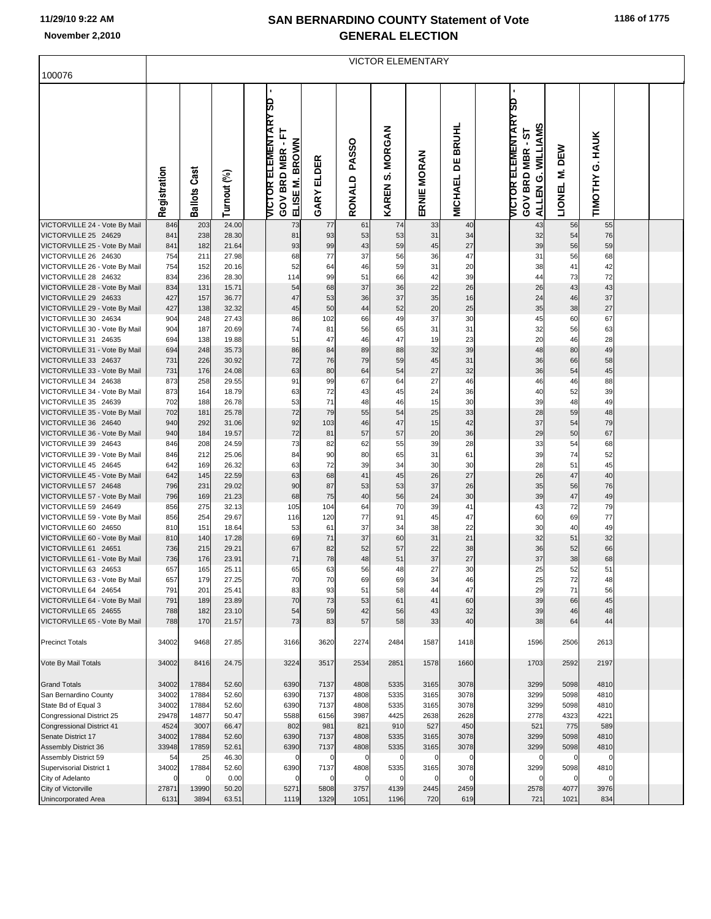# SAN BERNARDINO COUNTY Statement of Vote
## GENERAL ELECTION

11/29/10 9:22 AM
November 2,2010

| 100076 | VICTOR ELEMENTARY | | | | | | | | | | | | |
|---|---|---|---|---|---|---|---|---|---|---|---|---|---|
| | Registration | Ballots Cast | Turnout (%) | VICTOR ELEMENTARY SD - GOV BRD MBR - FT ELISE M. BROWN | GARY ELDER | RONALD PASSO | KAREN S. MORGAN | ERNIE MORAN | MICHAEL DE BRUHL | VICTOR ELEMENTARY SD - GOV BRD MBR - ST ALLEN G. WILLIAMS | LIONEL M. DEW | TIMOTHY G. HAUK | |
| VICTORVILLE 24 - Vote By Mail | 846 | 203 | 24.00 | 73 | 77 | 61 | 74 | 33 | 40 | 43 | 56 | 55 | |
| VICTORVILLE 25 24629 | 841 | 238 | 28.30 | 81 | 93 | 53 | 53 | 31 | 34 | 32 | 54 | 76 | |
| VICTORVILLE 25 - Vote By Mail | 841 | 182 | 21.64 | 93 | 99 | 43 | 59 | 45 | 27 | 39 | 56 | 59 | |
| VICTORVILLE 26 24630 | 754 | 211 | 27.98 | 68 | 77 | 37 | 56 | 36 | 47 | 31 | 56 | 68 | |
| VICTORVILLE 26 - Vote By Mail | 754 | 152 | 20.16 | 52 | 64 | 46 | 59 | 31 | 20 | 38 | 41 | 42 | |
| VICTORVILLE 28 24632 | 834 | 236 | 28.30 | 114 | 99 | 51 | 66 | 42 | 39 | 44 | 73 | 72 | |
| VICTORVILLE 28 - Vote By Mail | 834 | 131 | 15.71 | 54 | 68 | 37 | 36 | 22 | 26 | 26 | 43 | 43 | |
| VICTORVILLE 29 24633 | 427 | 157 | 36.77 | 47 | 53 | 36 | 37 | 35 | 16 | 24 | 46 | 37 | |
| VICTORVILLE 29 - Vote By Mail | 427 | 138 | 32.32 | 45 | 50 | 44 | 52 | 20 | 25 | 35 | 38 | 27 | |
| VICTORVILLE 30 24634 | 904 | 248 | 27.43 | 86 | 102 | 66 | 49 | 37 | 30 | 45 | 60 | 67 | |
| VICTORVILLE 30 - Vote By Mail | 904 | 187 | 20.69 | 74 | 81 | 56 | 65 | 31 | 31 | 32 | 56 | 63 | |
| VICTORVILLE 31 24635 | 694 | 138 | 19.88 | 51 | 47 | 46 | 47 | 19 | 23 | 20 | 46 | 28 | |
| VICTORVILLE 31 - Vote By Mail | 694 | 248 | 35.73 | 86 | 84 | 89 | 88 | 32 | 39 | 48 | 80 | 49 | |
| VICTORVILLE 33 24637 | 731 | 226 | 30.92 | 72 | 76 | 79 | 59 | 45 | 31 | 36 | 66 | 58 | |
| VICTORVILLE 33 - Vote By Mail | 731 | 176 | 24.08 | 63 | 80 | 64 | 54 | 27 | 32 | 36 | 54 | 45 | |
| VICTORVILLE 34 24638 | 873 | 258 | 29.55 | 91 | 99 | 67 | 64 | 27 | 46 | 46 | 46 | 88 | |
| VICTORVILLE 34 - Vote By Mail | 873 | 164 | 18.79 | 63 | 72 | 43 | 45 | 24 | 36 | 40 | 52 | 39 | |
| VICTORVILLE 35 24639 | 702 | 188 | 26.78 | 53 | 71 | 48 | 46 | 15 | 30 | 39 | 48 | 49 | |
| VICTORVILLE 35 - Vote By Mail | 702 | 181 | 25.78 | 72 | 79 | 55 | 54 | 25 | 33 | 28 | 59 | 48 | |
| VICTORVILLE 36 24640 | 940 | 292 | 31.06 | 92 | 103 | 46 | 47 | 15 | 42 | 37 | 54 | 79 | |
| VICTORVILLE 36 - Vote By Mail | 940 | 184 | 19.57 | 72 | 81 | 57 | 57 | 20 | 36 | 29 | 50 | 67 | |
| VICTORVILLE 39 24643 | 846 | 208 | 24.59 | 73 | 82 | 62 | 55 | 39 | 28 | 33 | 54 | 68 | |
| VICTORVILLE 39 - Vote By Mail | 846 | 212 | 25.06 | 84 | 90 | 80 | 65 | 31 | 61 | 39 | 74 | 52 | |
| VICTORVILLE 45 24645 | 642 | 169 | 26.32 | 63 | 72 | 39 | 34 | 30 | 30 | 28 | 51 | 45 | |
| VICTORVILLE 45 - Vote By Mail | 642 | 145 | 22.59 | 63 | 68 | 41 | 45 | 26 | 27 | 26 | 47 | 40 | |
| VICTORVILLE 57 24648 | 796 | 231 | 29.02 | 90 | 87 | 53 | 53 | 37 | 26 | 35 | 56 | 76 | |
| VICTORVILLE 57 - Vote By Mail | 796 | 169 | 21.23 | 68 | 75 | 40 | 56 | 24 | 30 | 39 | 47 | 49 | |
| VICTORVILLE 59 24649 | 856 | 275 | 32.13 | 105 | 104 | 64 | 70 | 39 | 41 | 43 | 72 | 79 | |
| VICTORVILLE 59 - Vote By Mail | 856 | 254 | 29.67 | 116 | 120 | 77 | 91 | 45 | 47 | 60 | 69 | 77 | |
| VICTORVILLE 60 24650 | 810 | 151 | 18.64 | 53 | 61 | 37 | 34 | 38 | 22 | 30 | 40 | 49 | |
| VICTORVILLE 60 - Vote By Mail | 810 | 140 | 17.28 | 69 | 71 | 37 | 60 | 31 | 21 | 32 | 51 | 32 | |
| VICTORVILLE 61 24651 | 736 | 215 | 29.21 | 67 | 82 | 52 | 57 | 22 | 38 | 36 | 52 | 66 | |
| VICTORVILLE 61 - Vote By Mail | 736 | 176 | 23.91 | 71 | 78 | 48 | 51 | 37 | 27 | 37 | 38 | 68 | |
| VICTORVILLE 63 24653 | 657 | 165 | 25.11 | 65 | 63 | 56 | 48 | 27 | 30 | 25 | 52 | 51 | |
| VICTORVILLE 63 - Vote By Mail | 657 | 179 | 27.25 | 70 | 70 | 69 | 69 | 34 | 46 | 25 | 72 | 48 | |
| VICTORVILLE 64 24654 | 791 | 201 | 25.41 | 83 | 93 | 51 | 58 | 44 | 47 | 29 | 71 | 56 | |
| VICTORVILLE 64 - Vote By Mail | 791 | 189 | 23.89 | 70 | 73 | 53 | 61 | 41 | 60 | 39 | 66 | 45 | |
| VICTORVILLE 65 24655 | 788 | 182 | 23.10 | 54 | 59 | 42 | 56 | 43 | 32 | 39 | 46 | 48 | |
| VICTORVILLE 65 - Vote By Mail | 788 | 170 | 21.57 | 73 | 83 | 57 | 58 | 33 | 40 | 38 | 64 | 44 | |
| Precinct Totals | 34002 | 9468 | 27.85 | 3166 | 3620 | 2274 | 2484 | 1587 | 1418 | 1596 | 2506 | 2613 | |
| Vote By Mail Totals | 34002 | 8416 | 24.75 | 3224 | 3517 | 2534 | 2851 | 1578 | 1660 | 1703 | 2592 | 2197 | |
| Grand Totals | 34002 | 17884 | 52.60 | 6390 | 7137 | 4808 | 5335 | 3165 | 3078 | 3299 | 5098 | 4810 | |
| San Bernardino County | 34002 | 17884 | 52.60 | 6390 | 7137 | 4808 | 5335 | 3165 | 3078 | 3299 | 5098 | 4810 | |
| State Bd of Equal 3 | 34002 | 17884 | 52.60 | 6390 | 7137 | 4808 | 5335 | 3165 | 3078 | 3299 | 5098 | 4810 | |
| Congressional District 25 | 29478 | 14877 | 50.47 | 5588 | 6156 | 3987 | 4425 | 2638 | 2628 | 2778 | 4323 | 4221 | |
| Congressional District 41 | 4524 | 3007 | 66.47 | 802 | 981 | 821 | 910 | 527 | 450 | 521 | 775 | 589 | |
| Senate District 17 | 34002 | 17884 | 52.60 | 6390 | 7137 | 4808 | 5335 | 3165 | 3078 | 3299 | 5098 | 4810 | |
| Assembly District 36 | 33948 | 17859 | 52.61 | 6390 | 7137 | 4808 | 5335 | 3165 | 3078 | 3299 | 5098 | 4810 | |
| Assembly District 59 | 54 | 25 | 46.30 | 0 | 0 | 0 | 0 | 0 | 0 | 0 | 0 | 0 | |
| Supervisorial District 1 | 34002 | 17884 | 52.60 | 6390 | 7137 | 4808 | 5335 | 3165 | 3078 | 3299 | 5098 | 4810 | |
| City of Adelanto | 0 | 0 | 0.00 | 0 | 0 | 0 | 0 | 0 | 0 | 0 | 0 | 0 | |
| City of Victorville | 27871 | 13990 | 50.20 | 5271 | 5808 | 3757 | 4139 | 2445 | 2459 | 2578 | 4077 | 3976 | |
| Unincorporated Area | 6131 | 3894 | 63.51 | 1119 | 1329 | 1051 | 1196 | 720 | 619 | 721 | 1021 | 834 | |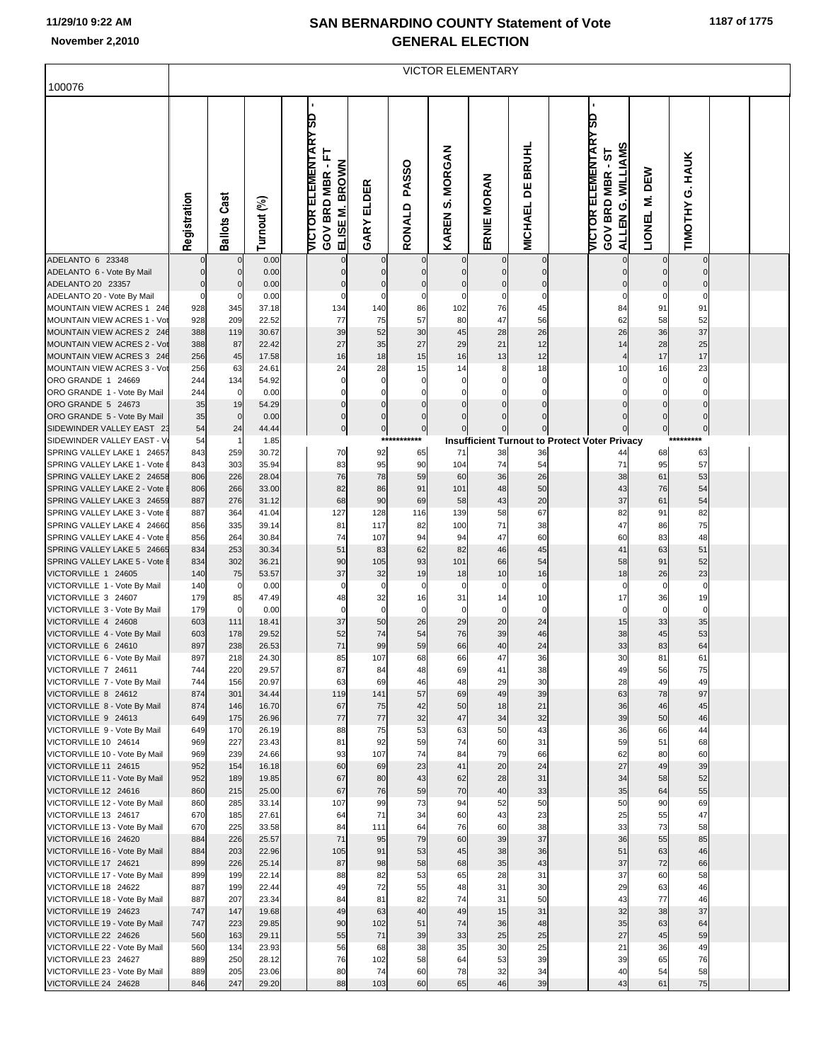# SAN BERNARDINO COUNTY Statement of Vote
## GENERAL ELECTION

November 2,2010

100076

VICTOR ELEMENTARY

| | Registration | Ballots Cast | Turnout (%) | VICTOR ELEMENTARY SD - GOV BRD MBR - FT ELISE M. BROWN | GARY ELDER | RONALD PASSO | KAREN S. MORGAN | ERNIE MORAN | MICHAEL DE BRUHL | VICTOR ELEMENTARY SD - GOV BRD MBR - ST ALLEN G. WILLIAMS | LIONEL M. DEW | TIMOTHY G. HAUK |
|---|---|---|---|---|---|---|---|---|---|---|---|---|
| ADELANTO 6 23348 | 0 | 0 | 0.00 | 0 | 0 | 0 | 0 | 0 | 0 | 0 | 0 | 0 |
| ADELANTO 6 - Vote By Mail | 0 | 0 | 0.00 | 0 | 0 | 0 | 0 | 0 | 0 | 0 | 0 | 0 |
| ADELANTO 20 23357 | 0 | 0 | 0.00 | 0 | 0 | 0 | 0 | 0 | 0 | 0 | 0 | 0 |
| ADELANTO 20 - Vote By Mail | 0 | 0 | 0.00 | 0 | 0 | 0 | 0 | 0 | 0 | 0 | 0 | 0 |
| MOUNTAIN VIEW ACRES 1 246 | 928 | 345 | 37.18 | 134 | 140 | 86 | 102 | 76 | 45 | 84 | 91 | 91 |
| MOUNTAIN VIEW ACRES 1 - Vot | 928 | 209 | 22.52 | 77 | 75 | 57 | 80 | 47 | 56 | 62 | 58 | 52 |
| MOUNTAIN VIEW ACRES 2 246 | 388 | 119 | 30.67 | 39 | 52 | 30 | 45 | 28 | 26 | 26 | 36 | 37 |
| MOUNTAIN VIEW ACRES 2 - Vot | 388 | 87 | 22.42 | 27 | 35 | 27 | 29 | 21 | 12 | 14 | 28 | 25 |
| MOUNTAIN VIEW ACRES 3 246 | 256 | 45 | 17.58 | 16 | 18 | 15 | 16 | 13 | 12 | 4 | 17 | 17 |
| MOUNTAIN VIEW ACRES 3 - Vot | 256 | 63 | 24.61 | 24 | 28 | 15 | 14 | 8 | 18 | 10 | 16 | 23 |
| ORO GRANDE 1 24669 | 244 | 134 | 54.92 | 0 | 0 | 0 | 0 | 0 | 0 | 0 | 0 | 0 |
| ORO GRANDE 1 - Vote By Mail | 244 | 0 | 0.00 | 0 | 0 | 0 | 0 | 0 | 0 | 0 | 0 | 0 |
| ORO GRANDE 5 24673 | 35 | 19 | 54.29 | 0 | 0 | 0 | 0 | 0 | 0 | 0 | 0 | 0 |
| ORO GRANDE 5 - Vote By Mail | 35 | 0 | 0.00 | 0 | 0 | 0 | 0 | 0 | 0 | 0 | 0 | 0 |
| SIDEWINDER VALLEY EAST 23 | 54 | 24 | 44.44 | 0 | 0 | 0 | 0 | 0 | 0 | 0 | 0 | 0 |
| SIDEWINDER VALLEY EAST - Vo | 54 | 1 | 1.85 | | | *********** | Insufficient Turnout to Protect Voter Privacy | | | | | ********* |
| SPRING VALLEY LAKE 1 24657 | 843 | 259 | 30.72 | 70 | 92 | 65 | 71 | 38 | 36 | 44 | 68 | 63 |
| SPRING VALLEY LAKE 1 - Vote B | 843 | 303 | 35.94 | 83 | 95 | 90 | 104 | 74 | 54 | 71 | 95 | 57 |
| SPRING VALLEY LAKE 2 24658 | 806 | 226 | 28.04 | 76 | 78 | 59 | 60 | 36 | 26 | 38 | 61 | 53 |
| SPRING VALLEY LAKE 2 - Vote B | 806 | 266 | 33.00 | 82 | 86 | 91 | 101 | 48 | 50 | 43 | 76 | 54 |
| SPRING VALLEY LAKE 3 24659 | 887 | 276 | 31.12 | 68 | 90 | 69 | 58 | 43 | 20 | 37 | 61 | 54 |
| SPRING VALLEY LAKE 3 - Vote B | 887 | 364 | 41.04 | 127 | 128 | 116 | 139 | 58 | 67 | 82 | 91 | 82 |
| SPRING VALLEY LAKE 4 24660 | 856 | 335 | 39.14 | 81 | 117 | 82 | 100 | 71 | 38 | 47 | 86 | 75 |
| SPRING VALLEY LAKE 4 - Vote B | 856 | 264 | 30.84 | 74 | 107 | 94 | 94 | 47 | 60 | 60 | 83 | 48 |
| SPRING VALLEY LAKE 5 24665 | 834 | 253 | 30.34 | 51 | 83 | 62 | 82 | 46 | 45 | 41 | 63 | 51 |
| SPRING VALLEY LAKE 5 - Vote B | 834 | 302 | 36.21 | 90 | 105 | 93 | 101 | 66 | 54 | 58 | 91 | 52 |
| VICTORVILLE 1 24605 | 140 | 75 | 53.57 | 37 | 32 | 19 | 18 | 10 | 16 | 18 | 26 | 23 |
| VICTORVILLE 1 - Vote By Mail | 140 | 0 | 0.00 | 0 | 0 | 0 | 0 | 0 | 0 | 0 | 0 | 0 |
| VICTORVILLE 3 24607 | 179 | 85 | 47.49 | 48 | 32 | 16 | 31 | 14 | 10 | 17 | 36 | 19 |
| VICTORVILLE 3 - Vote By Mail | 179 | 0 | 0.00 | 0 | 0 | 0 | 0 | 0 | 0 | 0 | 0 | 0 |
| VICTORVILLE 4 24608 | 603 | 111 | 18.41 | 37 | 50 | 26 | 29 | 20 | 24 | 15 | 33 | 35 |
| VICTORVILLE 4 - Vote By Mail | 603 | 178 | 29.52 | 52 | 74 | 54 | 76 | 39 | 46 | 38 | 45 | 53 |
| VICTORVILLE 6 24610 | 897 | 238 | 26.53 | 71 | 99 | 59 | 66 | 40 | 24 | 33 | 83 | 64 |
| VICTORVILLE 6 - Vote By Mail | 897 | 218 | 24.30 | 85 | 107 | 68 | 66 | 47 | 36 | 30 | 81 | 61 |
| VICTORVILLE 7 24611 | 744 | 220 | 29.57 | 87 | 84 | 48 | 69 | 41 | 38 | 49 | 56 | 75 |
| VICTORVILLE 7 - Vote By Mail | 744 | 156 | 20.97 | 63 | 69 | 46 | 48 | 29 | 30 | 28 | 49 | 49 |
| VICTORVILLE 8 24612 | 874 | 301 | 34.44 | 119 | 141 | 57 | 69 | 49 | 39 | 63 | 78 | 97 |
| VICTORVILLE 8 - Vote By Mail | 874 | 146 | 16.70 | 67 | 75 | 42 | 50 | 18 | 21 | 36 | 46 | 45 |
| VICTORVILLE 9 24613 | 649 | 175 | 26.96 | 77 | 77 | 32 | 47 | 34 | 32 | 39 | 50 | 46 |
| VICTORVILLE 9 - Vote By Mail | 649 | 170 | 26.19 | 88 | 75 | 53 | 63 | 50 | 43 | 36 | 66 | 44 |
| VICTORVILLE 10 24614 | 969 | 227 | 23.43 | 81 | 92 | 59 | 74 | 60 | 31 | 59 | 51 | 68 |
| VICTORVILLE 10 - Vote By Mail | 969 | 239 | 24.66 | 93 | 107 | 74 | 84 | 79 | 66 | 62 | 80 | 60 |
| VICTORVILLE 11 24615 | 952 | 154 | 16.18 | 60 | 69 | 23 | 41 | 20 | 24 | 27 | 49 | 39 |
| VICTORVILLE 11 - Vote By Mail | 952 | 189 | 19.85 | 67 | 80 | 43 | 62 | 28 | 31 | 34 | 58 | 52 |
| VICTORVILLE 12 24616 | 860 | 215 | 25.00 | 67 | 76 | 59 | 70 | 40 | 33 | 35 | 64 | 55 |
| VICTORVILLE 12 - Vote By Mail | 860 | 285 | 33.14 | 107 | 99 | 73 | 94 | 52 | 50 | 50 | 90 | 69 |
| VICTORVILLE 13 24617 | 670 | 185 | 27.61 | 64 | 71 | 34 | 60 | 43 | 23 | 25 | 55 | 47 |
| VICTORVILLE 13 - Vote By Mail | 670 | 225 | 33.58 | 84 | 111 | 64 | 76 | 60 | 38 | 33 | 73 | 58 |
| VICTORVILLE 16 24620 | 884 | 226 | 25.57 | 71 | 95 | 79 | 60 | 39 | 37 | 36 | 55 | 85 |
| VICTORVILLE 16 - Vote By Mail | 884 | 203 | 22.96 | 105 | 91 | 53 | 45 | 38 | 36 | 51 | 63 | 46 |
| VICTORVILLE 17 24621 | 899 | 226 | 25.14 | 87 | 98 | 58 | 68 | 35 | 43 | 37 | 72 | 66 |
| VICTORVILLE 17 - Vote By Mail | 899 | 199 | 22.14 | 88 | 82 | 53 | 65 | 28 | 31 | 37 | 60 | 58 |
| VICTORVILLE 18 24622 | 887 | 199 | 22.44 | 49 | 72 | 55 | 48 | 31 | 30 | 29 | 63 | 46 |
| VICTORVILLE 18 - Vote By Mail | 887 | 207 | 23.34 | 84 | 81 | 82 | 74 | 31 | 50 | 43 | 77 | 46 |
| VICTORVILLE 19 24623 | 747 | 147 | 19.68 | 49 | 63 | 40 | 49 | 15 | 31 | 32 | 38 | 37 |
| VICTORVILLE 19 - Vote By Mail | 747 | 223 | 29.85 | 90 | 102 | 51 | 74 | 36 | 48 | 35 | 63 | 64 |
| VICTORVILLE 22 24626 | 560 | 163 | 29.11 | 55 | 71 | 39 | 33 | 25 | 25 | 27 | 45 | 59 |
| VICTORVILLE 22 - Vote By Mail | 560 | 134 | 23.93 | 56 | 68 | 38 | 35 | 30 | 25 | 21 | 36 | 49 |
| VICTORVILLE 23 24627 | 889 | 250 | 28.12 | 76 | 102 | 58 | 64 | 53 | 39 | 39 | 65 | 76 |
| VICTORVILLE 23 - Vote By Mail | 889 | 205 | 23.06 | 80 | 74 | 60 | 78 | 32 | 34 | 40 | 54 | 58 |
| VICTORVILLE 24 24628 | 846 | 247 | 29.20 | 88 | 103 | 60 | 65 | 46 | 39 | 43 | 61 | 75 |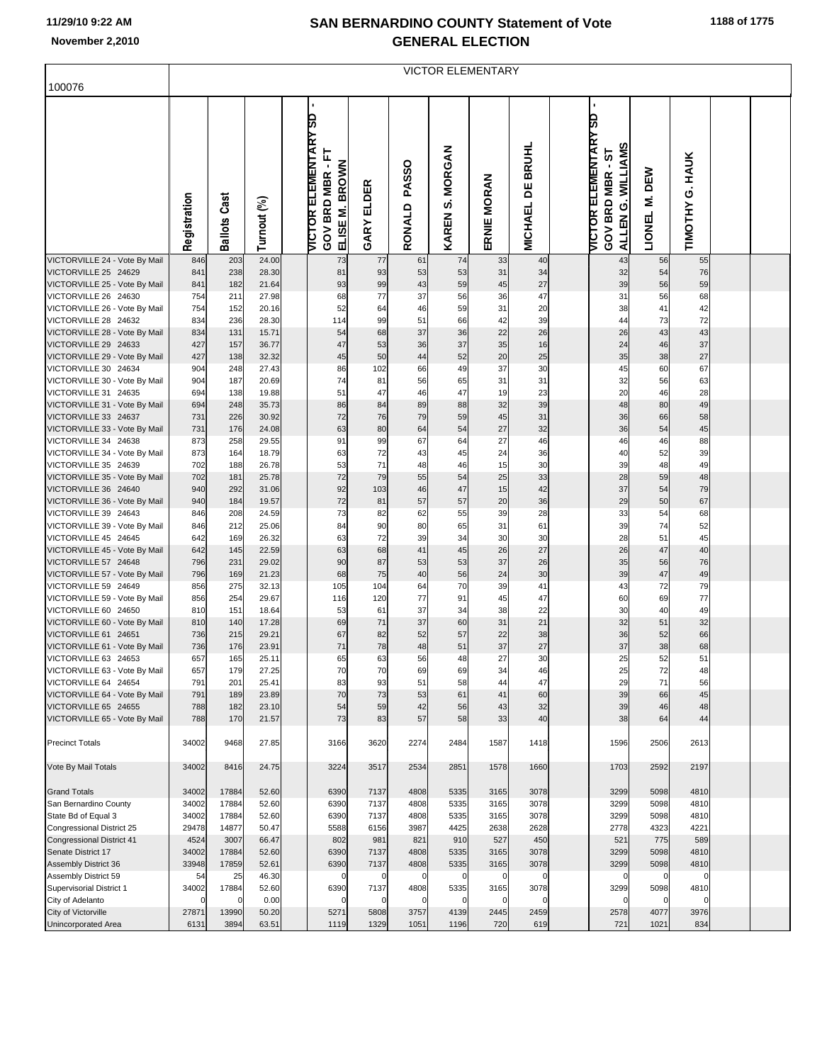# SAN BERNARDINO COUNTY Statement of Vote
## GENERAL ELECTION

November 2,2010

100076

VICTOR ELEMENTARY

| | Registration | Ballots Cast | Turnout (%) | | VICTOR ELEMENTARY SD - GOV BRD MBR - FT ELISE M. BROWN | GARY ELDER | RONALD PASSO | KAREN S. MORGAN | ERNIE MORAN | MICHAEL DE BRUHL | | VICTOR ELEMENTARY SD - GOV BRD MBR - ST ALLEN G. WILLIAMS | LIONEL M. DEW | TIMOTHY G. HAUK | | |
|---|---|---|---|---|---|---|---|---|---|---|---|---|---|---|---|---|
| VICTORVILLE 24 - Vote By Mail | 846 | 203 | 24.00 | | 73 | 77 | 61 | 74 | 33 | 40 | | 43 | 56 | 55 | | |
| VICTORVILLE 25 24629 | 841 | 238 | 28.30 | | 81 | 93 | 53 | 53 | 31 | 34 | | 32 | 54 | 76 | | |
| VICTORVILLE 25 - Vote By Mail | 841 | 182 | 21.64 | | 93 | 99 | 43 | 59 | 45 | 27 | | 39 | 56 | 59 | | |
| VICTORVILLE 26 24630 | 754 | 211 | 27.98 | | 68 | 77 | 37 | 56 | 36 | 47 | | 31 | 56 | 68 | | |
| VICTORVILLE 26 - Vote By Mail | 754 | 152 | 20.16 | | 52 | 64 | 46 | 59 | 31 | 20 | | 38 | 41 | 42 | | |
| VICTORVILLE 28 24632 | 834 | 236 | 28.30 | | 114 | 99 | 51 | 66 | 42 | 39 | | 44 | 73 | 72 | | |
| VICTORVILLE 28 - Vote By Mail | 834 | 131 | 15.71 | | 54 | 68 | 37 | 36 | 22 | 26 | | 26 | 43 | 43 | | |
| VICTORVILLE 29 24633 | 427 | 157 | 36.77 | | 47 | 53 | 36 | 37 | 35 | 16 | | 24 | 46 | 37 | | |
| VICTORVILLE 29 - Vote By Mail | 427 | 138 | 32.32 | | 45 | 50 | 44 | 52 | 20 | 25 | | 35 | 38 | 27 | | |
| VICTORVILLE 30 24634 | 904 | 248 | 27.43 | | 86 | 102 | 66 | 49 | 37 | 30 | | 45 | 60 | 67 | | |
| VICTORVILLE 30 - Vote By Mail | 904 | 187 | 20.69 | | 74 | 81 | 56 | 65 | 31 | 31 | | 32 | 56 | 63 | | |
| VICTORVILLE 31 24635 | 694 | 138 | 19.88 | | 51 | 47 | 46 | 47 | 19 | 23 | | 20 | 46 | 28 | | |
| VICTORVILLE 31 - Vote By Mail | 694 | 248 | 35.73 | | 86 | 84 | 89 | 88 | 32 | 39 | | 48 | 80 | 49 | | |
| VICTORVILLE 33 24637 | 731 | 226 | 30.92 | | 72 | 76 | 79 | 59 | 45 | 31 | | 36 | 66 | 58 | | |
| VICTORVILLE 33 - Vote By Mail | 731 | 176 | 24.08 | | 63 | 80 | 64 | 54 | 27 | 32 | | 36 | 54 | 45 | | |
| VICTORVILLE 34 24638 | 873 | 258 | 29.55 | | 91 | 99 | 67 | 64 | 27 | 46 | | 46 | 46 | 88 | | |
| VICTORVILLE 34 - Vote By Mail | 873 | 164 | 18.79 | | 63 | 72 | 43 | 45 | 24 | 36 | | 40 | 52 | 39 | | |
| VICTORVILLE 35 24639 | 702 | 188 | 26.78 | | 53 | 71 | 48 | 46 | 15 | 30 | | 39 | 48 | 49 | | |
| VICTORVILLE 35 - Vote By Mail | 702 | 181 | 25.78 | | 72 | 79 | 55 | 54 | 25 | 33 | | 28 | 59 | 48 | | |
| VICTORVILLE 36 24640 | 940 | 292 | 31.06 | | 92 | 103 | 46 | 47 | 15 | 42 | | 37 | 54 | 79 | | |
| VICTORVILLE 36 - Vote By Mail | 940 | 184 | 19.57 | | 72 | 81 | 57 | 57 | 20 | 36 | | 29 | 50 | 67 | | |
| VICTORVILLE 39 24643 | 846 | 208 | 24.59 | | 73 | 82 | 62 | 55 | 39 | 28 | | 33 | 54 | 68 | | |
| VICTORVILLE 39 - Vote By Mail | 846 | 212 | 25.06 | | 84 | 90 | 80 | 65 | 31 | 61 | | 39 | 74 | 52 | | |
| VICTORVILLE 45 24645 | 642 | 169 | 26.32 | | 63 | 72 | 39 | 34 | 30 | 30 | | 28 | 51 | 45 | | |
| VICTORVILLE 45 - Vote By Mail | 642 | 145 | 22.59 | | 63 | 68 | 41 | 45 | 26 | 27 | | 26 | 47 | 40 | | |
| VICTORVILLE 57 24648 | 796 | 231 | 29.02 | | 90 | 87 | 53 | 53 | 37 | 26 | | 35 | 56 | 76 | | |
| VICTORVILLE 57 - Vote By Mail | 796 | 169 | 21.23 | | 68 | 75 | 40 | 56 | 24 | 30 | | 39 | 47 | 49 | | |
| VICTORVILLE 59 24649 | 856 | 275 | 32.13 | | 105 | 104 | 64 | 70 | 39 | 41 | | 43 | 72 | 79 | | |
| VICTORVILLE 59 - Vote By Mail | 856 | 254 | 29.67 | | 116 | 120 | 77 | 91 | 45 | 47 | | 60 | 69 | 77 | | |
| VICTORVILLE 60 24650 | 810 | 151 | 18.64 | | 53 | 61 | 37 | 34 | 38 | 22 | | 30 | 40 | 49 | | |
| VICTORVILLE 60 - Vote By Mail | 810 | 140 | 17.28 | | 69 | 71 | 37 | 60 | 31 | 21 | | 32 | 51 | 32 | | |
| VICTORVILLE 61 24651 | 736 | 215 | 29.21 | | 67 | 82 | 52 | 57 | 22 | 38 | | 36 | 52 | 66 | | |
| VICTORVILLE 61 - Vote By Mail | 736 | 176 | 23.91 | | 71 | 78 | 48 | 51 | 37 | 27 | | 37 | 38 | 68 | | |
| VICTORVILLE 63 24653 | 657 | 165 | 25.11 | | 65 | 63 | 56 | 48 | 27 | 30 | | 25 | 52 | 51 | | |
| VICTORVILLE 63 - Vote By Mail | 657 | 179 | 27.25 | | 70 | 70 | 69 | 69 | 34 | 46 | | 25 | 72 | 48 | | |
| VICTORVILLE 64 24654 | 791 | 201 | 25.41 | | 83 | 93 | 51 | 58 | 44 | 47 | | 29 | 71 | 56 | | |
| VICTORVILLE 64 - Vote By Mail | 791 | 189 | 23.89 | | 70 | 73 | 53 | 61 | 41 | 60 | | 39 | 66 | 45 | | |
| VICTORVILLE 65 24655 | 788 | 182 | 23.10 | | 54 | 59 | 42 | 56 | 43 | 32 | | 39 | 46 | 48 | | |
| VICTORVILLE 65 - Vote By Mail | 788 | 170 | 21.57 | | 73 | 83 | 57 | 58 | 33 | 40 | | 38 | 64 | 44 | | |
| Precinct Totals | 34002 | 9468 | 27.85 | | 3166 | 3620 | 2274 | 2484 | 1587 | 1418 | | 1596 | 2506 | 2613 | | |
| Vote By Mail Totals | 34002 | 8416 | 24.75 | | 3224 | 3517 | 2534 | 2851 | 1578 | 1660 | | 1703 | 2592 | 2197 | | |
| Grand Totals | 34002 | 17884 | 52.60 | | 6390 | 7137 | 4808 | 5335 | 3165 | 3078 | | 3299 | 5098 | 4810 | | |
| San Bernardino County | 34002 | 17884 | 52.60 | | 6390 | 7137 | 4808 | 5335 | 3165 | 3078 | | 3299 | 5098 | 4810 | | |
| State Bd of Equal 3 | 34002 | 17884 | 52.60 | | 6390 | 7137 | 4808 | 5335 | 3165 | 3078 | | 3299 | 5098 | 4810 | | |
| Congressional District 25 | 29478 | 14877 | 50.47 | | 5588 | 6156 | 3987 | 4425 | 2638 | 2628 | | 2778 | 4323 | 4221 | | |
| Congressional District 41 | 4524 | 3007 | 66.47 | | 802 | 981 | 821 | 910 | 527 | 450 | | 521 | 775 | 589 | | |
| Senate District 17 | 34002 | 17884 | 52.60 | | 6390 | 7137 | 4808 | 5335 | 3165 | 3078 | | 3299 | 5098 | 4810 | | |
| Assembly District 36 | 33948 | 17859 | 52.61 | | 6390 | 7137 | 4808 | 5335 | 3165 | 3078 | | 3299 | 5098 | 4810 | | |
| Assembly District 59 | 54 | 25 | 46.30 | | 0 | 0 | 0 | 0 | 0 | 0 | | 0 | 0 | 0 | | |
| Supervisorial District 1 | 34002 | 17884 | 52.60 | | 6390 | 7137 | 4808 | 5335 | 3165 | 3078 | | 3299 | 5098 | 4810 | | |
| City of Adelanto | 0 | 0 | 0.00 | | 0 | 0 | 0 | 0 | 0 | 0 | | 0 | 0 | 0 | | |
| City of Victorville | 27871 | 13990 | 50.20 | | 5271 | 5808 | 3757 | 4139 | 2445 | 2459 | | 2578 | 4077 | 3976 | | |
| Unincorporated Area | 6131 | 3894 | 63.51 | | 1119 | 1329 | 1051 | 1196 | 720 | 619 | | 721 | 1021 | 834 | | |